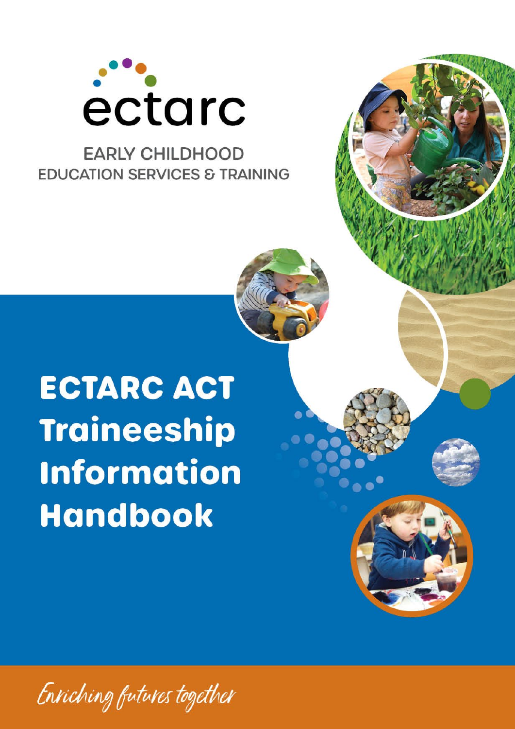ectarc

EARLY CHILDHOOD
EDUCATION SERVICES & TRAINING

# ECTARC ACT Traineeship Information Handbook

*Enriching futures together*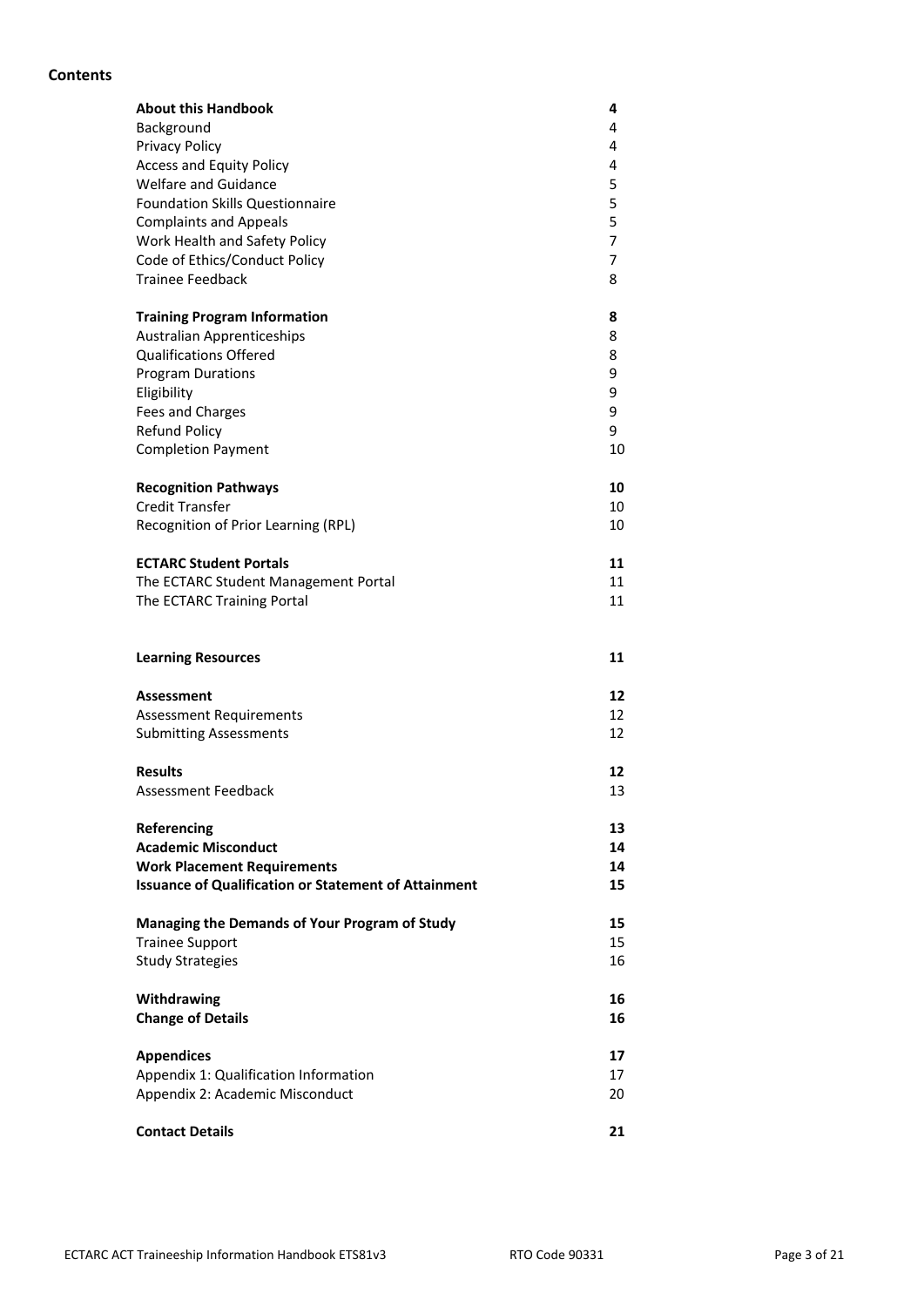## Contents

| | |
|---|---|
| **About this Handbook** | **4** |
| Background | 4 |
| Privacy Policy | 4 |
| Access and Equity Policy | 4 |
| Welfare and Guidance | 5 |
| Foundation Skills Questionnaire | 5 |
| Complaints and Appeals | 5 |
| Work Health and Safety Policy | 7 |
| Code of Ethics/Conduct Policy | 7 |
| Trainee Feedback | 8 |
| **Training Program Information** | **8** |
| Australian Apprenticeships | 8 |
| Qualifications Offered | 8 |
| Program Durations | 9 |
| Eligibility | 9 |
| Fees and Charges | 9 |
| Refund Policy | 9 |
| Completion Payment | 10 |
| **Recognition Pathways** | **10** |
| Credit Transfer | 10 |
| Recognition of Prior Learning (RPL) | 10 |
| **ECTARC Student Portals** | **11** |
| The ECTARC Student Management Portal | 11 |
| The ECTARC Training Portal | 11 |
| **Learning Resources** | **11** |
| **Assessment** | **12** |
| Assessment Requirements | 12 |
| Submitting Assessments | 12 |
| **Results** | **12** |
| Assessment Feedback | 13 |
| **Referencing** | **13** |
| **Academic Misconduct** | **14** |
| **Work Placement Requirements** | **14** |
| **Issuance of Qualification or Statement of Attainment** | **15** |
| **Managing the Demands of Your Program of Study** | **15** |
| Trainee Support | 15 |
| Study Strategies | 16 |
| **Withdrawing** | **16** |
| **Change of Details** | **16** |
| **Appendices** | **17** |
| Appendix 1: Qualification Information | 17 |
| Appendix 2: Academic Misconduct | 20 |
| **Contact Details** | **21** |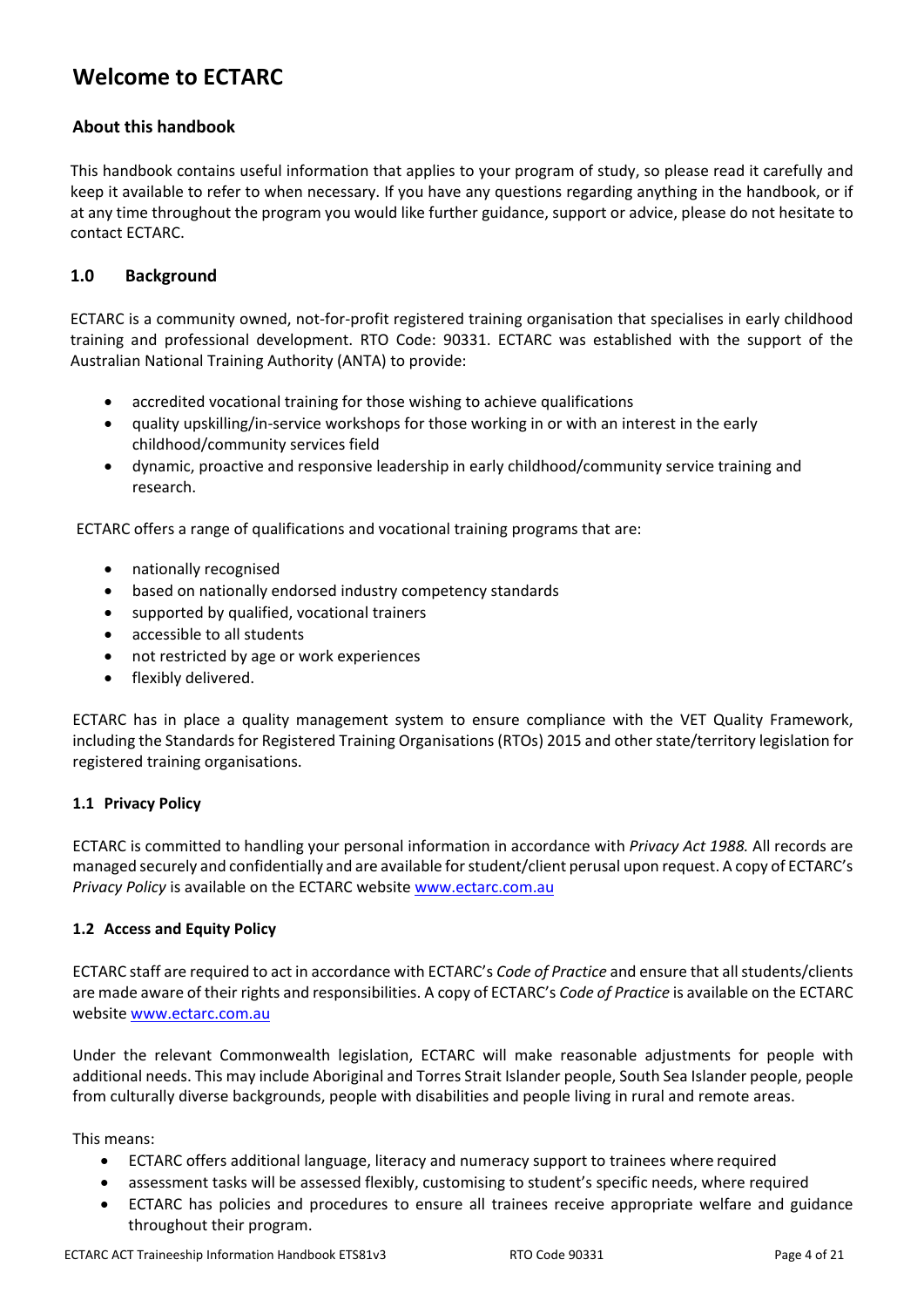# Welcome to ECTARC

### About this handbook

This handbook contains useful information that applies to your program of study, so please read it carefully and keep it available to refer to when necessary. If you have any questions regarding anything in the handbook, or if at any time throughout the program you would like further guidance, support or advice, please do not hesitate to contact ECTARC.

## 1.0 Background

ECTARC is a community owned, not-for-profit registered training organisation that specialises in early childhood training and professional development. RTO Code: 90331. ECTARC was established with the support of the Australian National Training Authority (ANTA) to provide:

- accredited vocational training for those wishing to achieve qualifications
- quality upskilling/in-service workshops for those working in or with an interest in the early childhood/community services field
- dynamic, proactive and responsive leadership in early childhood/community service training and research.

ECTARC offers a range of qualifications and vocational training programs that are:

- nationally recognised
- based on nationally endorsed industry competency standards
- supported by qualified, vocational trainers
- accessible to all students
- not restricted by age or work experiences
- flexibly delivered.

ECTARC has in place a quality management system to ensure compliance with the VET Quality Framework, including the Standards for Registered Training Organisations (RTOs) 2015 and other state/territory legislation for registered training organisations.

### 1.1 Privacy Policy

ECTARC is committed to handling your personal information in accordance with *Privacy Act 1988.* All records are managed securely and confidentially and are available for student/client perusal upon request. A copy of ECTARC's *Privacy Policy* is available on the ECTARC website www.ectarc.com.au

### 1.2 Access and Equity Policy

ECTARC staff are required to act in accordance with ECTARC's *Code of Practice* and ensure that all students/clients are made aware of their rights and responsibilities. A copy of ECTARC's *Code of Practice* is available on the ECTARC website www.ectarc.com.au

Under the relevant Commonwealth legislation, ECTARC will make reasonable adjustments for people with additional needs. This may include Aboriginal and Torres Strait Islander people, South Sea Islander people, people from culturally diverse backgrounds, people with disabilities and people living in rural and remote areas.

This means:

- ECTARC offers additional language, literacy and numeracy support to trainees where required
- assessment tasks will be assessed flexibly, customising to student's specific needs, where required
- ECTARC has policies and procedures to ensure all trainees receive appropriate welfare and guidance throughout their program.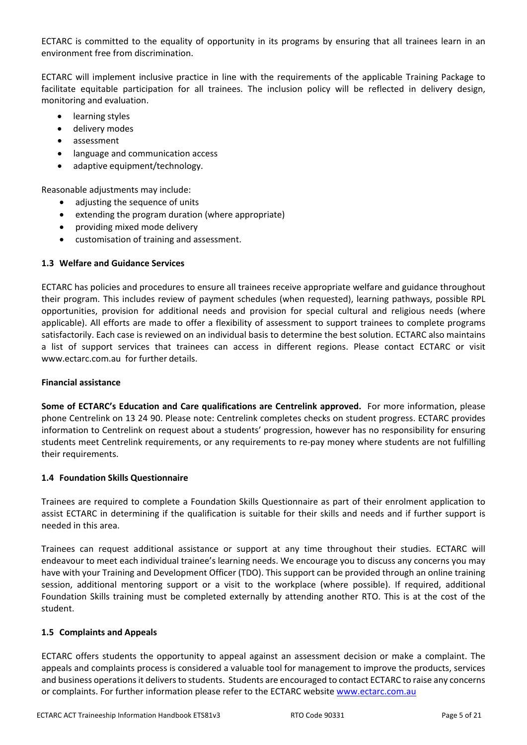ECTARC is committed to the equality of opportunity in its programs by ensuring that all trainees learn in an environment free from discrimination.

ECTARC will implement inclusive practice in line with the requirements of the applicable Training Package to facilitate equitable participation for all trainees. The inclusion policy will be reflected in delivery design, monitoring and evaluation.

- learning styles
- delivery modes
- assessment
- language and communication access
- adaptive equipment/technology.

Reasonable adjustments may include:

- adjusting the sequence of units
- extending the program duration (where appropriate)
- providing mixed mode delivery
- customisation of training and assessment.

### 1.3 Welfare and Guidance Services

ECTARC has policies and procedures to ensure all trainees receive appropriate welfare and guidance throughout their program. This includes review of payment schedules (when requested), learning pathways, possible RPL opportunities, provision for additional needs and provision for special cultural and religious needs (where applicable). All efforts are made to offer a flexibility of assessment to support trainees to complete programs satisfactorily. Each case is reviewed on an individual basis to determine the best solution. ECTARC also maintains a list of support services that trainees can access in different regions. Please contact ECTARC or visit www.ectarc.com.au for further details.

#### Financial assistance

**Some of ECTARC's Education and Care qualifications are Centrelink approved.** For more information, please phone Centrelink on 13 24 90. Please note: Centrelink completes checks on student progress. ECTARC provides information to Centrelink on request about a students' progression, however has no responsibility for ensuring students meet Centrelink requirements, or any requirements to re-pay money where students are not fulfilling their requirements.

### 1.4 Foundation Skills Questionnaire

Trainees are required to complete a Foundation Skills Questionnaire as part of their enrolment application to assist ECTARC in determining if the qualification is suitable for their skills and needs and if further support is needed in this area.

Trainees can request additional assistance or support at any time throughout their studies. ECTARC will endeavour to meet each individual trainee's learning needs. We encourage you to discuss any concerns you may have with your Training and Development Officer (TDO). This support can be provided through an online training session, additional mentoring support or a visit to the workplace (where possible). If required, additional Foundation Skills training must be completed externally by attending another RTO. This is at the cost of the student.

### 1.5 Complaints and Appeals

ECTARC offers students the opportunity to appeal against an assessment decision or make a complaint. The appeals and complaints process is considered a valuable tool for management to improve the products, services and business operations it delivers to students. Students are encouraged to contact ECTARC to raise any concerns or complaints. For further information please refer to the ECTARC website [www.ectarc.com.au](www.ectarc.com.au)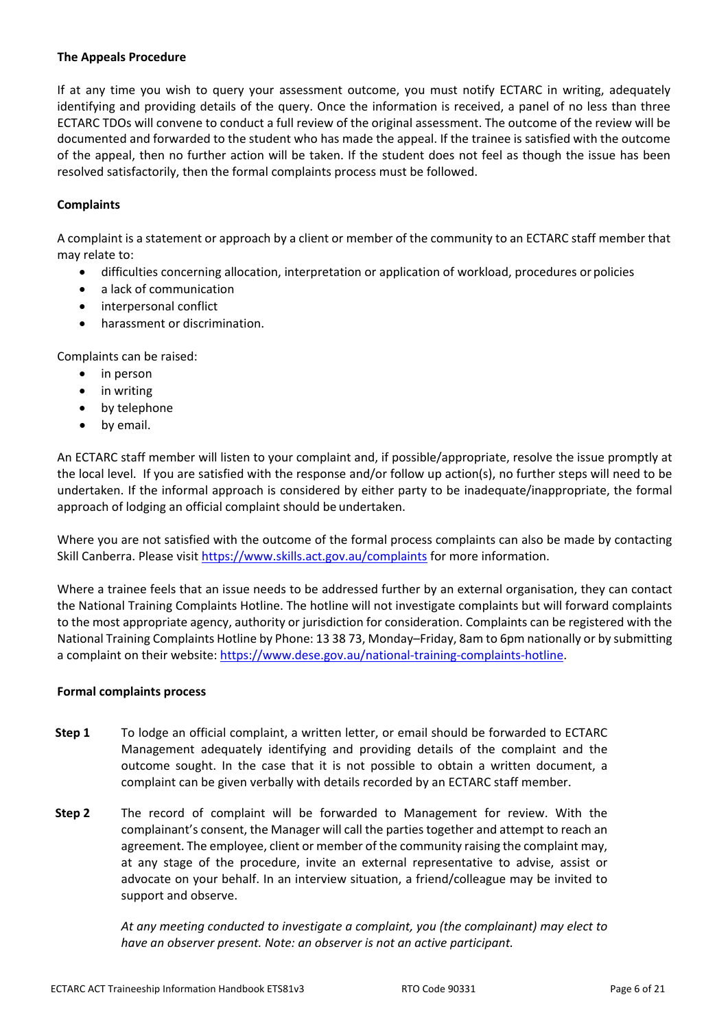**The Appeals Procedure**

If at any time you wish to query your assessment outcome, you must notify ECTARC in writing, adequately identifying and providing details of the query. Once the information is received, a panel of no less than three ECTARC TDOs will convene to conduct a full review of the original assessment. The outcome of the review will be documented and forwarded to the student who has made the appeal. If the trainee is satisfied with the outcome of the appeal, then no further action will be taken. If the student does not feel as though the issue has been resolved satisfactorily, then the formal complaints process must be followed.

**Complaints**

A complaint is a statement or approach by a client or member of the community to an ECTARC staff member that may relate to:

- difficulties concerning allocation, interpretation or application of workload, procedures or policies
- a lack of communication
- interpersonal conflict
- harassment or discrimination.

Complaints can be raised:

- in person
- in writing
- by telephone
- by email.

An ECTARC staff member will listen to your complaint and, if possible/appropriate, resolve the issue promptly at the local level. If you are satisfied with the response and/or follow up action(s), no further steps will need to be undertaken. If the informal approach is considered by either party to be inadequate/inappropriate, the formal approach of lodging an official complaint should be undertaken.

Where you are not satisfied with the outcome of the formal process complaints can also be made by contacting Skill Canberra. Please visit https://www.skills.act.gov.au/complaints for more information.

Where a trainee feels that an issue needs to be addressed further by an external organisation, they can contact the National Training Complaints Hotline. The hotline will not investigate complaints but will forward complaints to the most appropriate agency, authority or jurisdiction for consideration. Complaints can be registered with the National Training Complaints Hotline by Phone: 13 38 73, Monday–Friday, 8am to 6pm nationally or by submitting a complaint on their website: https://www.dese.gov.au/national-training-complaints-hotline.

**Formal complaints process**

**Step 1** To lodge an official complaint, a written letter, or email should be forwarded to ECTARC Management adequately identifying and providing details of the complaint and the outcome sought. In the case that it is not possible to obtain a written document, a complaint can be given verbally with details recorded by an ECTARC staff member.

**Step 2** The record of complaint will be forwarded to Management for review. With the complainant's consent, the Manager will call the parties together and attempt to reach an agreement. The employee, client or member of the community raising the complaint may, at any stage of the procedure, invite an external representative to advise, assist or advocate on your behalf. In an interview situation, a friend/colleague may be invited to support and observe.

*At any meeting conducted to investigate a complaint, you (the complainant) may elect to have an observer present. Note: an observer is not an active participant.*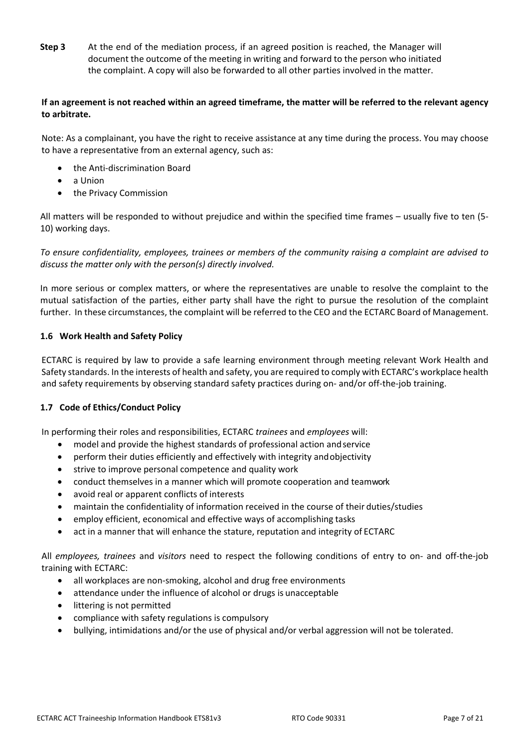**Step 3** At the end of the mediation process, if an agreed position is reached, the Manager will document the outcome of the meeting in writing and forward to the person who initiated the complaint. A copy will also be forwarded to all other parties involved in the matter.

**If an agreement is not reached within an agreed timeframe, the matter will be referred to the relevant agency to arbitrate.**

Note: As a complainant, you have the right to receive assistance at any time during the process. You may choose to have a representative from an external agency, such as:

- the Anti-discrimination Board
- a Union
- the Privacy Commission

All matters will be responded to without prejudice and within the specified time frames – usually five to ten (5-10) working days.

*To ensure confidentiality, employees, trainees or members of the community raising a complaint are advised to discuss the matter only with the person(s) directly involved.*

In more serious or complex matters, or where the representatives are unable to resolve the complaint to the mutual satisfaction of the parties, either party shall have the right to pursue the resolution of the complaint further. In these circumstances, the complaint will be referred to the CEO and the ECTARC Board of Management.

### 1.6 Work Health and Safety Policy

ECTARC is required by law to provide a safe learning environment through meeting relevant Work Health and Safety standards. In the interests of health and safety, you are required to comply with ECTARC's workplace health and safety requirements by observing standard safety practices during on- and/or off-the-job training.

### 1.7 Code of Ethics/Conduct Policy

In performing their roles and responsibilities, ECTARC *trainees* and *employees* will:

- model and provide the highest standards of professional action and service
- perform their duties efficiently and effectively with integrity and objectivity
- strive to improve personal competence and quality work
- conduct themselves in a manner which will promote cooperation and teamwork
- avoid real or apparent conflicts of interests
- maintain the confidentiality of information received in the course of their duties/studies
- employ efficient, economical and effective ways of accomplishing tasks
- act in a manner that will enhance the stature, reputation and integrity of ECTARC

All *employees, trainees* and *visitors* need to respect the following conditions of entry to on- and off-the-job training with ECTARC:

- all workplaces are non-smoking, alcohol and drug free environments
- attendance under the influence of alcohol or drugs is unacceptable
- littering is not permitted
- compliance with safety regulations is compulsory
- bullying, intimidations and/or the use of physical and/or verbal aggression will not be tolerated.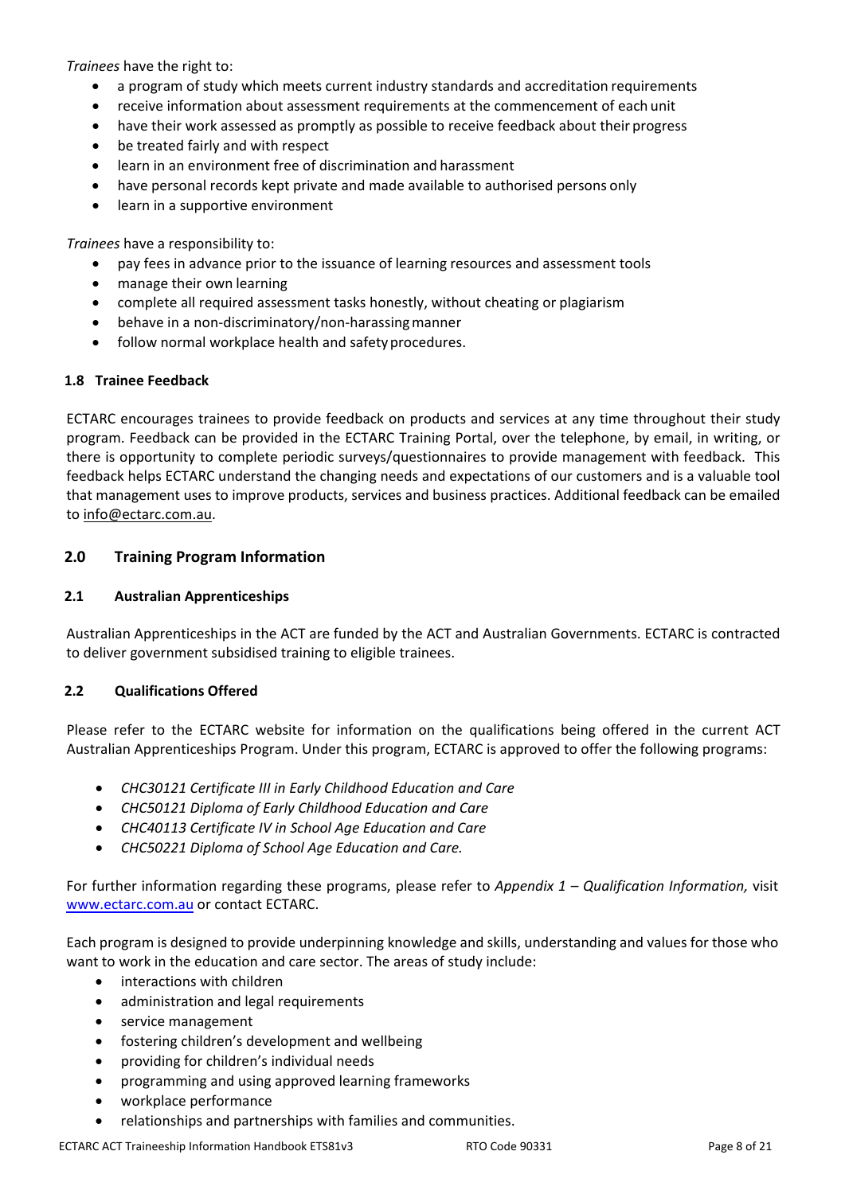*Trainees* have the right to:

- a program of study which meets current industry standards and accreditation requirements
- receive information about assessment requirements at the commencement of each unit
- have their work assessed as promptly as possible to receive feedback about their progress
- be treated fairly and with respect
- learn in an environment free of discrimination and harassment
- have personal records kept private and made available to authorised persons only
- learn in a supportive environment

*Trainees* have a responsibility to:

- pay fees in advance prior to the issuance of learning resources and assessment tools
- manage their own learning
- complete all required assessment tasks honestly, without cheating or plagiarism
- behave in a non-discriminatory/non-harassing manner
- follow normal workplace health and safety procedures.

### 1.8 Trainee Feedback

ECTARC encourages trainees to provide feedback on products and services at any time throughout their study program. Feedback can be provided in the ECTARC Training Portal, over the telephone, by email, in writing, or there is opportunity to complete periodic surveys/questionnaires to provide management with feedback. This feedback helps ECTARC understand the changing needs and expectations of our customers and is a valuable tool that management uses to improve products, services and business practices. Additional feedback can be emailed to info@ectarc.com.au.

## 2.0 Training Program Information

### 2.1 Australian Apprenticeships

Australian Apprenticeships in the ACT are funded by the ACT and Australian Governments. ECTARC is contracted to deliver government subsidised training to eligible trainees.

### 2.2 Qualifications Offered

Please refer to the ECTARC website for information on the qualifications being offered in the current ACT Australian Apprenticeships Program. Under this program, ECTARC is approved to offer the following programs:

- *CHC30121 Certificate III in Early Childhood Education and Care*
- *CHC50121 Diploma of Early Childhood Education and Care*
- *CHC40113 Certificate IV in School Age Education and Care*
- *CHC50221 Diploma of School Age Education and Care.*

For further information regarding these programs, please refer to *Appendix 1 – Qualification Information,* visit www.ectarc.com.au or contact ECTARC.

Each program is designed to provide underpinning knowledge and skills, understanding and values for those who want to work in the education and care sector. The areas of study include:

- interactions with children
- administration and legal requirements
- service management
- fostering children's development and wellbeing
- providing for children's individual needs
- programming and using approved learning frameworks
- workplace performance
- relationships and partnerships with families and communities.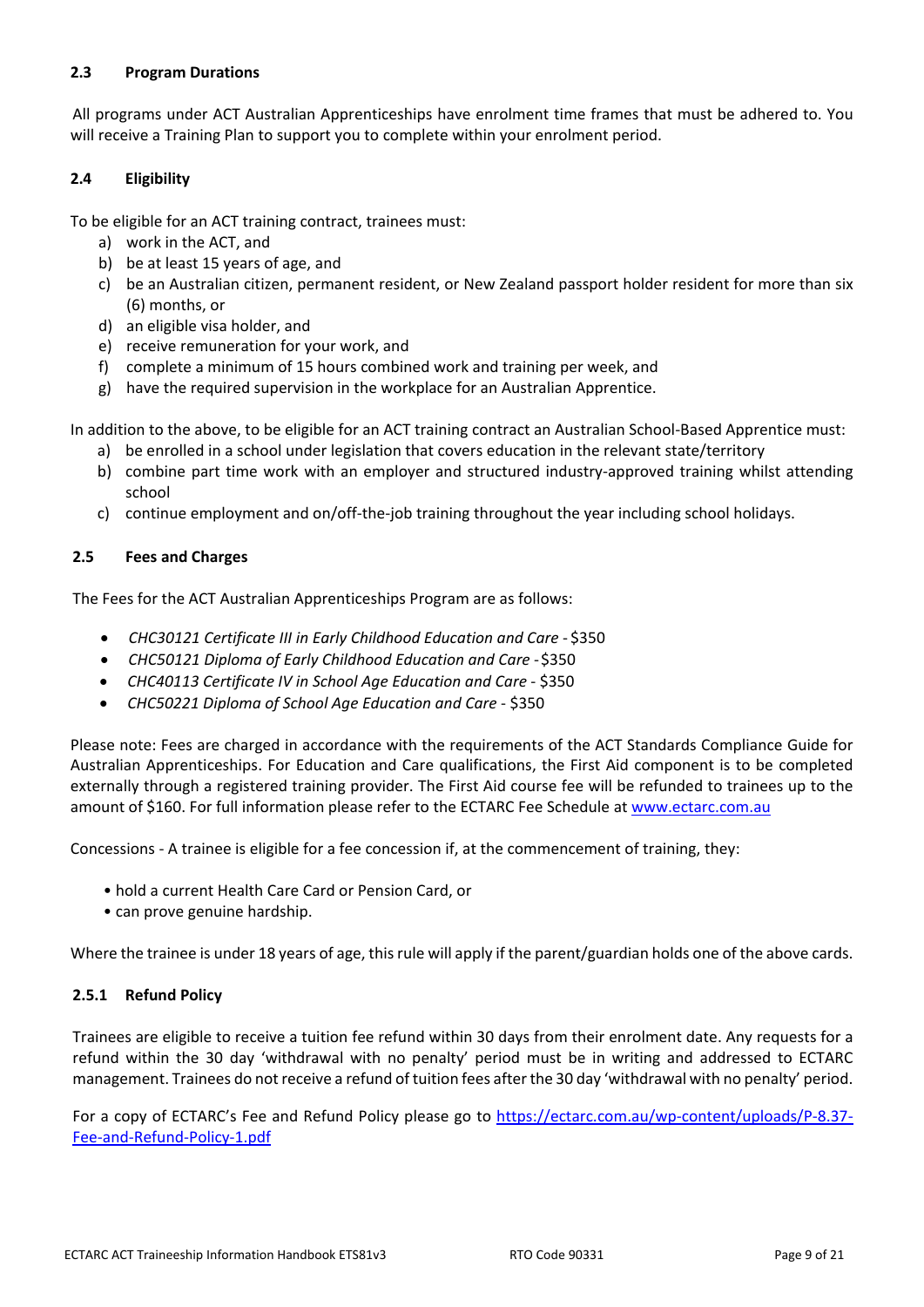### 2.3 Program Durations

All programs under ACT Australian Apprenticeships have enrolment time frames that must be adhered to. You will receive a Training Plan to support you to complete within your enrolment period.

### 2.4 Eligibility

To be eligible for an ACT training contract, trainees must:

a) work in the ACT, and
b) be at least 15 years of age, and
c) be an Australian citizen, permanent resident, or New Zealand passport holder resident for more than six (6) months, or
d) an eligible visa holder, and
e) receive remuneration for your work, and
f) complete a minimum of 15 hours combined work and training per week, and
g) have the required supervision in the workplace for an Australian Apprentice.

In addition to the above, to be eligible for an ACT training contract an Australian School-Based Apprentice must:

a) be enrolled in a school under legislation that covers education in the relevant state/territory
b) combine part time work with an employer and structured industry-approved training whilst attending school
c) continue employment and on/off-the-job training throughout the year including school holidays.

### 2.5 Fees and Charges

The Fees for the ACT Australian Apprenticeships Program are as follows:

- *CHC30121 Certificate III in Early Childhood Education and Care* - $350
- *CHC50121 Diploma of Early Childhood Education and Care* - $350
- *CHC40113 Certificate IV in School Age Education and Care* - $350
- *CHC50221 Diploma of School Age Education and Care* - $350

Please note: Fees are charged in accordance with the requirements of the ACT Standards Compliance Guide for Australian Apprenticeships. For Education and Care qualifications, the First Aid component is to be completed externally through a registered training provider. The First Aid course fee will be refunded to trainees up to the amount of $160. For full information please refer to the ECTARC Fee Schedule at www.ectarc.com.au

Concessions - A trainee is eligible for a fee concession if, at the commencement of training, they:

- hold a current Health Care Card or Pension Card, or
- can prove genuine hardship.

Where the trainee is under 18 years of age, this rule will apply if the parent/guardian holds one of the above cards.

#### 2.5.1 Refund Policy

Trainees are eligible to receive a tuition fee refund within 30 days from their enrolment date. Any requests for a refund within the 30 day 'withdrawal with no penalty' period must be in writing and addressed to ECTARC management. Trainees do not receive a refund of tuition fees after the 30 day 'withdrawal with no penalty' period.

For a copy of ECTARC's Fee and Refund Policy please go to https://ectarc.com.au/wp-content/uploads/P-8.37-Fee-and-Refund-Policy-1.pdf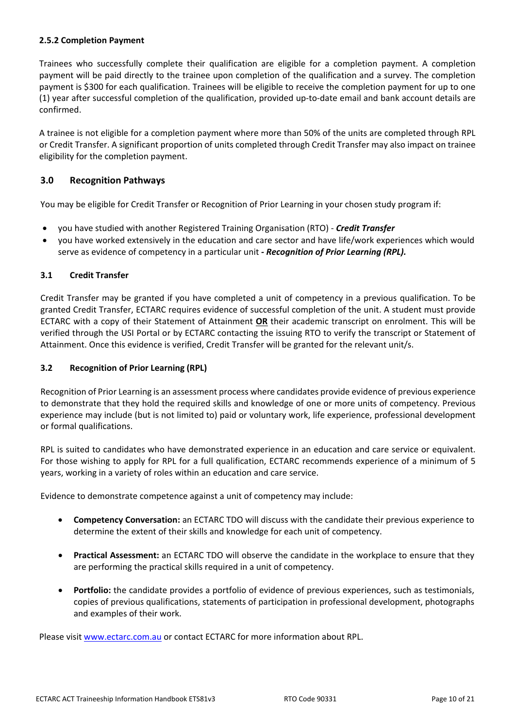### 2.5.2 Completion Payment

Trainees who successfully complete their qualification are eligible for a completion payment. A completion payment will be paid directly to the trainee upon completion of the qualification and a survey. The completion payment is $300 for each qualification. Trainees will be eligible to receive the completion payment for up to one (1) year after successful completion of the qualification, provided up-to-date email and bank account details are confirmed.

A trainee is not eligible for a completion payment where more than 50% of the units are completed through RPL or Credit Transfer. A significant proportion of units completed through Credit Transfer may also impact on trainee eligibility for the completion payment.

## 3.0 Recognition Pathways

You may be eligible for Credit Transfer or Recognition of Prior Learning in your chosen study program if:

- you have studied with another Registered Training Organisation (RTO) - ***Credit Transfer***
- you have worked extensively in the education and care sector and have life/work experiences which would serve as evidence of competency in a particular unit ***- Recognition of Prior Learning (RPL).***

### 3.1 Credit Transfer

Credit Transfer may be granted if you have completed a unit of competency in a previous qualification. To be granted Credit Transfer, ECTARC requires evidence of successful completion of the unit. A student must provide ECTARC with a copy of their Statement of Attainment <u>**OR**</u> their academic transcript on enrolment. This will be verified through the USI Portal or by ECTARC contacting the issuing RTO to verify the transcript or Statement of Attainment. Once this evidence is verified, Credit Transfer will be granted for the relevant unit/s.

### 3.2 Recognition of Prior Learning (RPL)

Recognition of Prior Learning is an assessment process where candidates provide evidence of previous experience to demonstrate that they hold the required skills and knowledge of one or more units of competency. Previous experience may include (but is not limited to) paid or voluntary work, life experience, professional development or formal qualifications.

RPL is suited to candidates who have demonstrated experience in an education and care service or equivalent. For those wishing to apply for RPL for a full qualification, ECTARC recommends experience of a minimum of 5 years, working in a variety of roles within an education and care service.

Evidence to demonstrate competence against a unit of competency may include:

- **Competency Conversation:** an ECTARC TDO will discuss with the candidate their previous experience to determine the extent of their skills and knowledge for each unit of competency.
- **Practical Assessment:** an ECTARC TDO will observe the candidate in the workplace to ensure that they are performing the practical skills required in a unit of competency.
- **Portfolio:** the candidate provides a portfolio of evidence of previous experiences, such as testimonials, copies of previous qualifications, statements of participation in professional development, photographs and examples of their work.

Please visit [www.ectarc.com.au](http://www.ectarc.com.au) or contact ECTARC for more information about RPL.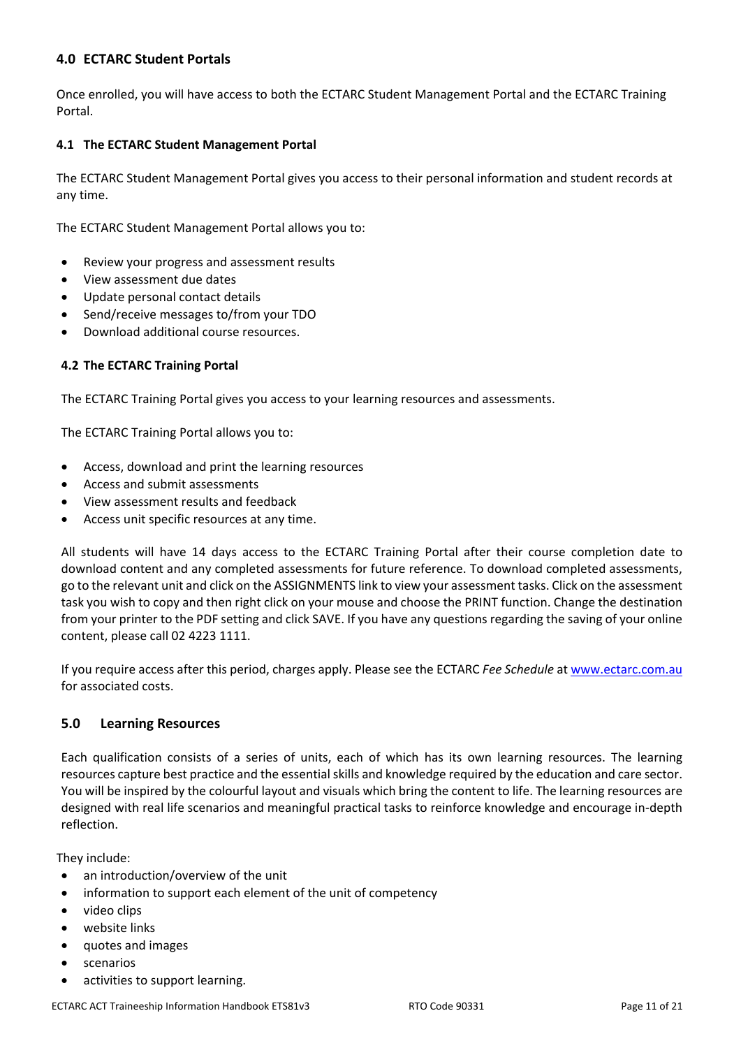## 4.0 ECTARC Student Portals

Once enrolled, you will have access to both the ECTARC Student Management Portal and the ECTARC Training Portal.

### 4.1 The ECTARC Student Management Portal

The ECTARC Student Management Portal gives you access to their personal information and student records at any time.

The ECTARC Student Management Portal allows you to:

- Review your progress and assessment results
- View assessment due dates
- Update personal contact details
- Send/receive messages to/from your TDO
- Download additional course resources.

### 4.2 The ECTARC Training Portal

The ECTARC Training Portal gives you access to your learning resources and assessments.

The ECTARC Training Portal allows you to:

- Access, download and print the learning resources
- Access and submit assessments
- View assessment results and feedback
- Access unit specific resources at any time.

All students will have 14 days access to the ECTARC Training Portal after their course completion date to download content and any completed assessments for future reference. To download completed assessments, go to the relevant unit and click on the ASSIGNMENTS link to view your assessment tasks. Click on the assessment task you wish to copy and then right click on your mouse and choose the PRINT function. Change the destination from your printer to the PDF setting and click SAVE. If you have any questions regarding the saving of your online content, please call 02 4223 1111.

If you require access after this period, charges apply. Please see the ECTARC *Fee Schedule* at www.ectarc.com.au for associated costs.

## 5.0 Learning Resources

Each qualification consists of a series of units, each of which has its own learning resources. The learning resources capture best practice and the essential skills and knowledge required by the education and care sector. You will be inspired by the colourful layout and visuals which bring the content to life. The learning resources are designed with real life scenarios and meaningful practical tasks to reinforce knowledge and encourage in-depth reflection.

They include:

- an introduction/overview of the unit
- information to support each element of the unit of competency
- video clips
- website links
- quotes and images
- scenarios
- activities to support learning.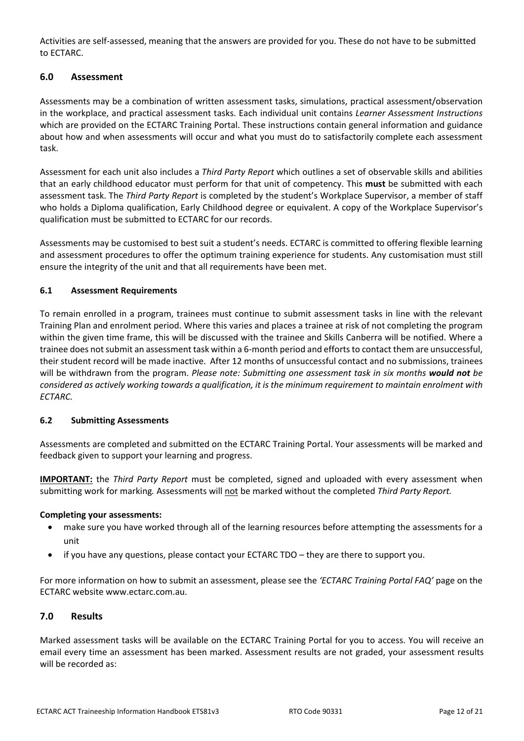Activities are self-assessed, meaning that the answers are provided for you. These do not have to be submitted to ECTARC.

## 6.0 Assessment

Assessments may be a combination of written assessment tasks, simulations, practical assessment/observation in the workplace, and practical assessment tasks. Each individual unit contains *Learner Assessment Instructions* which are provided on the ECTARC Training Portal. These instructions contain general information and guidance about how and when assessments will occur and what you must do to satisfactorily complete each assessment task.

Assessment for each unit also includes a *Third Party Report* which outlines a set of observable skills and abilities that an early childhood educator must perform for that unit of competency. This **must** be submitted with each assessment task. The *Third Party Report* is completed by the student's Workplace Supervisor, a member of staff who holds a Diploma qualification, Early Childhood degree or equivalent. A copy of the Workplace Supervisor's qualification must be submitted to ECTARC for our records.

Assessments may be customised to best suit a student's needs. ECTARC is committed to offering flexible learning and assessment procedures to offer the optimum training experience for students. Any customisation must still ensure the integrity of the unit and that all requirements have been met.

### 6.1 Assessment Requirements

To remain enrolled in a program, trainees must continue to submit assessment tasks in line with the relevant Training Plan and enrolment period. Where this varies and places a trainee at risk of not completing the program within the given time frame, this will be discussed with the trainee and Skills Canberra will be notified. Where a trainee does not submit an assessment task within a 6-month period and efforts to contact them are unsuccessful, their student record will be made inactive. After 12 months of unsuccessful contact and no submissions, trainees will be withdrawn from the program. *Please note: Submitting one assessment task in six months* ***would not*** *be considered as actively working towards a qualification, it is the minimum requirement to maintain enrolment with ECTARC.*

### 6.2 Submitting Assessments

Assessments are completed and submitted on the ECTARC Training Portal. Your assessments will be marked and feedback given to support your learning and progress.

**IMPORTANT:** the *Third Party Report* must be completed, signed and uploaded with every assessment when submitting work for marking*.* Assessments will not be marked without the completed *Third Party Report.*

**Completing your assessments:**

- make sure you have worked through all of the learning resources before attempting the assessments for a unit
- if you have any questions, please contact your ECTARC TDO – they are there to support you.

For more information on how to submit an assessment, please see the *'ECTARC Training Portal FAQ'* page on the ECTARC website www.ectarc.com.au.

## 7.0 Results

Marked assessment tasks will be available on the ECTARC Training Portal for you to access. You will receive an email every time an assessment has been marked. Assessment results are not graded, your assessment results will be recorded as: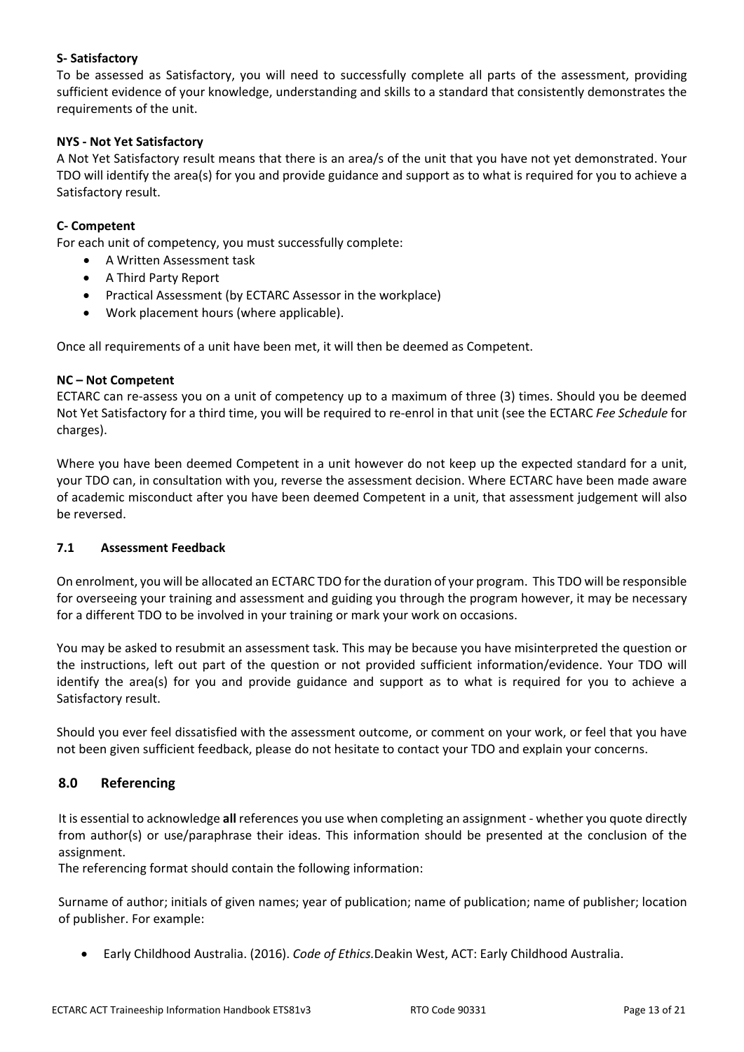**S- Satisfactory**

To be assessed as Satisfactory, you will need to successfully complete all parts of the assessment, providing sufficient evidence of your knowledge, understanding and skills to a standard that consistently demonstrates the requirements of the unit.

**NYS - Not Yet Satisfactory**

A Not Yet Satisfactory result means that there is an area/s of the unit that you have not yet demonstrated. Your TDO will identify the area(s) for you and provide guidance and support as to what is required for you to achieve a Satisfactory result.

**C- Competent**

For each unit of competency, you must successfully complete:

- A Written Assessment task
- A Third Party Report
- Practical Assessment (by ECTARC Assessor in the workplace)
- Work placement hours (where applicable).

Once all requirements of a unit have been met, it will then be deemed as Competent.

**NC – Not Competent**

ECTARC can re-assess you on a unit of competency up to a maximum of three (3) times. Should you be deemed Not Yet Satisfactory for a third time, you will be required to re-enrol in that unit (see the ECTARC *Fee Schedule* for charges).

Where you have been deemed Competent in a unit however do not keep up the expected standard for a unit, your TDO can, in consultation with you, reverse the assessment decision. Where ECTARC have been made aware of academic misconduct after you have been deemed Competent in a unit, that assessment judgement will also be reversed.

### 7.1 Assessment Feedback

On enrolment, you will be allocated an ECTARC TDO for the duration of your program. This TDO will be responsible for overseeing your training and assessment and guiding you through the program however, it may be necessary for a different TDO to be involved in your training or mark your work on occasions.

You may be asked to resubmit an assessment task. This may be because you have misinterpreted the question or the instructions, left out part of the question or not provided sufficient information/evidence. Your TDO will identify the area(s) for you and provide guidance and support as to what is required for you to achieve a Satisfactory result.

Should you ever feel dissatisfied with the assessment outcome, or comment on your work, or feel that you have not been given sufficient feedback, please do not hesitate to contact your TDO and explain your concerns.

## 8.0 Referencing

It is essential to acknowledge **all** references you use when completing an assignment - whether you quote directly from author(s) or use/paraphrase their ideas. This information should be presented at the conclusion of the assignment.

The referencing format should contain the following information:

Surname of author; initials of given names; year of publication; name of publication; name of publisher; location of publisher. For example:

- Early Childhood Australia. (2016). *Code of Ethics.* Deakin West, ACT: Early Childhood Australia.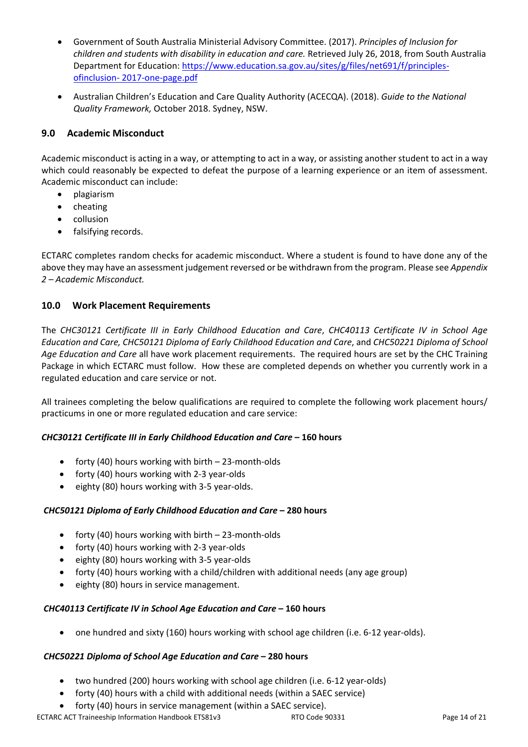- Government of South Australia Ministerial Advisory Committee. (2017). *Principles of Inclusion for children and students with disability in education and care.* Retrieved July 26, 2018, from South Australia Department for Education: [https://www.education.sa.gov.au/sites/g/files/net691/f/principles-ofinclusion- 2017-one-page.pdf](https://www.education.sa.gov.au/sites/g/files/net691/f/principles-ofinclusion-2017-one-page.pdf)
- Australian Children's Education and Care Quality Authority (ACECQA). (2018). *Guide to the National Quality Framework,* October 2018. Sydney, NSW.

## 9.0 Academic Misconduct

Academic misconduct is acting in a way, or attempting to act in a way, or assisting another student to act in a way which could reasonably be expected to defeat the purpose of a learning experience or an item of assessment. Academic misconduct can include:

- plagiarism
- cheating
- collusion
- falsifying records.

ECTARC completes random checks for academic misconduct. Where a student is found to have done any of the above they may have an assessment judgement reversed or be withdrawn from the program. Please see *Appendix 2 – Academic Misconduct.*

## 10.0 Work Placement Requirements

The *CHC30121 Certificate III in Early Childhood Education and Care*, *CHC40113 Certificate IV in School Age Education and Care, CHC50121 Diploma of Early Childhood Education and Care*, and *CHC50221 Diploma of School Age Education and Care* all have work placement requirements. The required hours are set by the CHC Training Package in which ECTARC must follow. How these are completed depends on whether you currently work in a regulated education and care service or not.

All trainees completing the below qualifications are required to complete the following work placement hours/ practicums in one or more regulated education and care service:

### *CHC30121 Certificate III in Early Childhood Education and Care* – 160 hours

- forty (40) hours working with birth – 23-month-olds
- forty (40) hours working with 2-3 year-olds
- eighty (80) hours working with 3-5 year-olds.

### *CHC50121 Diploma of Early Childhood Education and Care* – 280 hours

- forty (40) hours working with birth – 23-month-olds
- forty (40) hours working with 2-3 year-olds
- eighty (80) hours working with 3-5 year-olds
- forty (40) hours working with a child/children with additional needs (any age group)
- eighty (80) hours in service management.

### *CHC40113 Certificate IV in School Age Education and Care* – 160 hours

- one hundred and sixty (160) hours working with school age children (i.e. 6-12 year-olds).

### *CHC50221 Diploma of School Age Education and Care* – 280 hours

- two hundred (200) hours working with school age children (i.e. 6-12 year-olds)
- forty (40) hours with a child with additional needs (within a SAEC service)
- forty (40) hours in service management (within a SAEC service).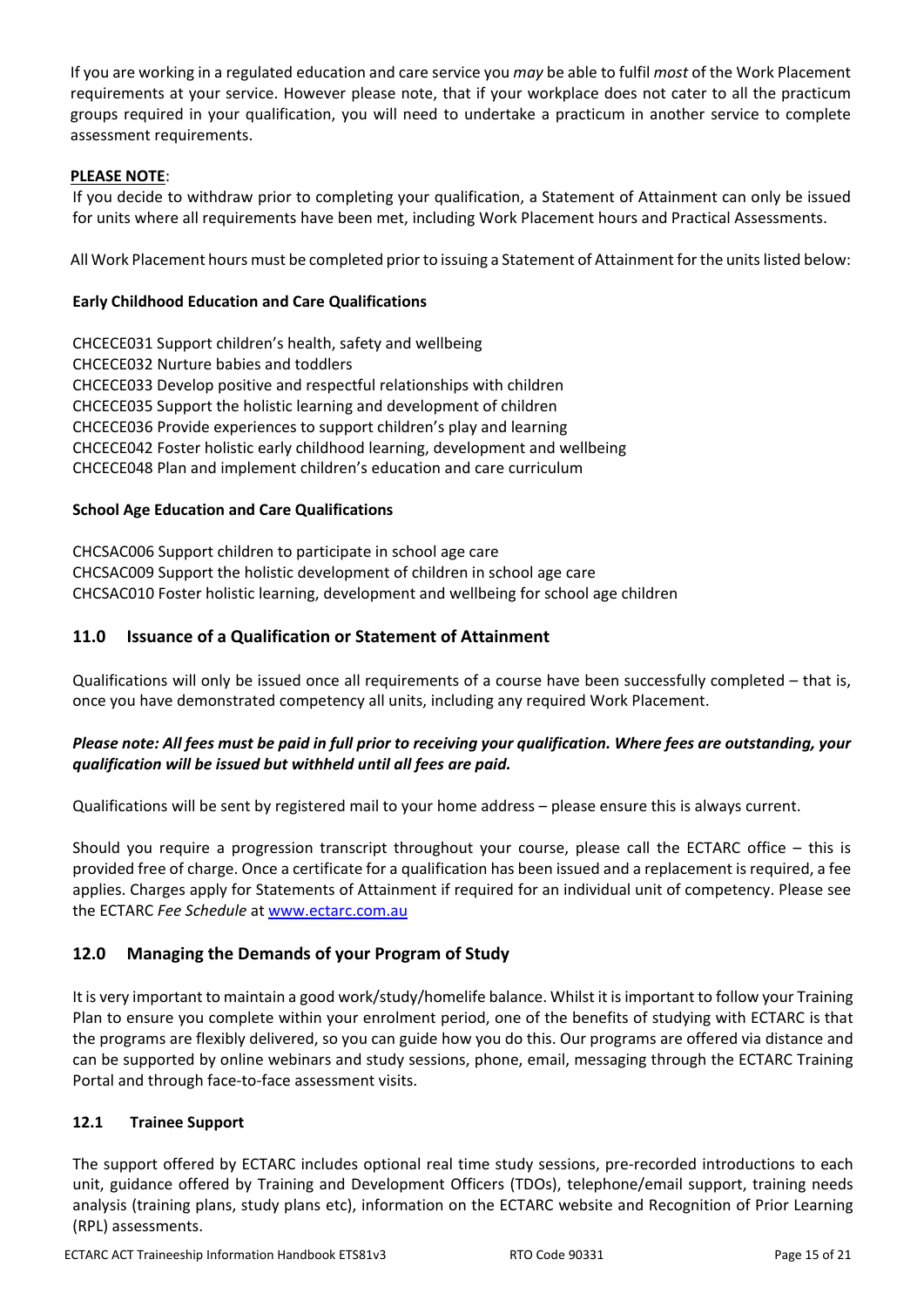If you are working in a regulated education and care service you *may* be able to fulfil *most* of the Work Placement requirements at your service. However please note, that if your workplace does not cater to all the practicum groups required in your qualification, you will need to undertake a practicum in another service to complete assessment requirements.

**PLEASE NOTE**:

If you decide to withdraw prior to completing your qualification, a Statement of Attainment can only be issued for units where all requirements have been met, including Work Placement hours and Practical Assessments.

All Work Placement hours must be completed prior to issuing a Statement of Attainment for the units listed below:

**Early Childhood Education and Care Qualifications**

CHCECE031 Support children's health, safety and wellbeing
CHCECE032 Nurture babies and toddlers
CHCECE033 Develop positive and respectful relationships with children
CHCECE035 Support the holistic learning and development of children
CHCECE036 Provide experiences to support children's play and learning
CHCECE042 Foster holistic early childhood learning, development and wellbeing
CHCECE048 Plan and implement children's education and care curriculum

**School Age Education and Care Qualifications**

CHCSAC006 Support children to participate in school age care
CHCSAC009 Support the holistic development of children in school age care
CHCSAC010 Foster holistic learning, development and wellbeing for school age children

## 11.0 Issuance of a Qualification or Statement of Attainment

Qualifications will only be issued once all requirements of a course have been successfully completed – that is, once you have demonstrated competency all units, including any required Work Placement.

***Please note: All fees must be paid in full prior to receiving your qualification. Where fees are outstanding, your qualification will be issued but withheld until all fees are paid.***

Qualifications will be sent by registered mail to your home address – please ensure this is always current.

Should you require a progression transcript throughout your course, please call the ECTARC office – this is provided free of charge. Once a certificate for a qualification has been issued and a replacement is required, a fee applies. Charges apply for Statements of Attainment if required for an individual unit of competency. Please see the ECTARC *Fee Schedule* at www.ectarc.com.au

## 12.0 Managing the Demands of your Program of Study

It is very important to maintain a good work/study/homelife balance. Whilst it is important to follow your Training Plan to ensure you complete within your enrolment period, one of the benefits of studying with ECTARC is that the programs are flexibly delivered, so you can guide how you do this. Our programs are offered via distance and can be supported by online webinars and study sessions, phone, email, messaging through the ECTARC Training Portal and through face-to-face assessment visits.

### 12.1 Trainee Support

The support offered by ECTARC includes optional real time study sessions, pre-recorded introductions to each unit, guidance offered by Training and Development Officers (TDOs), telephone/email support, training needs analysis (training plans, study plans etc), information on the ECTARC website and Recognition of Prior Learning (RPL) assessments.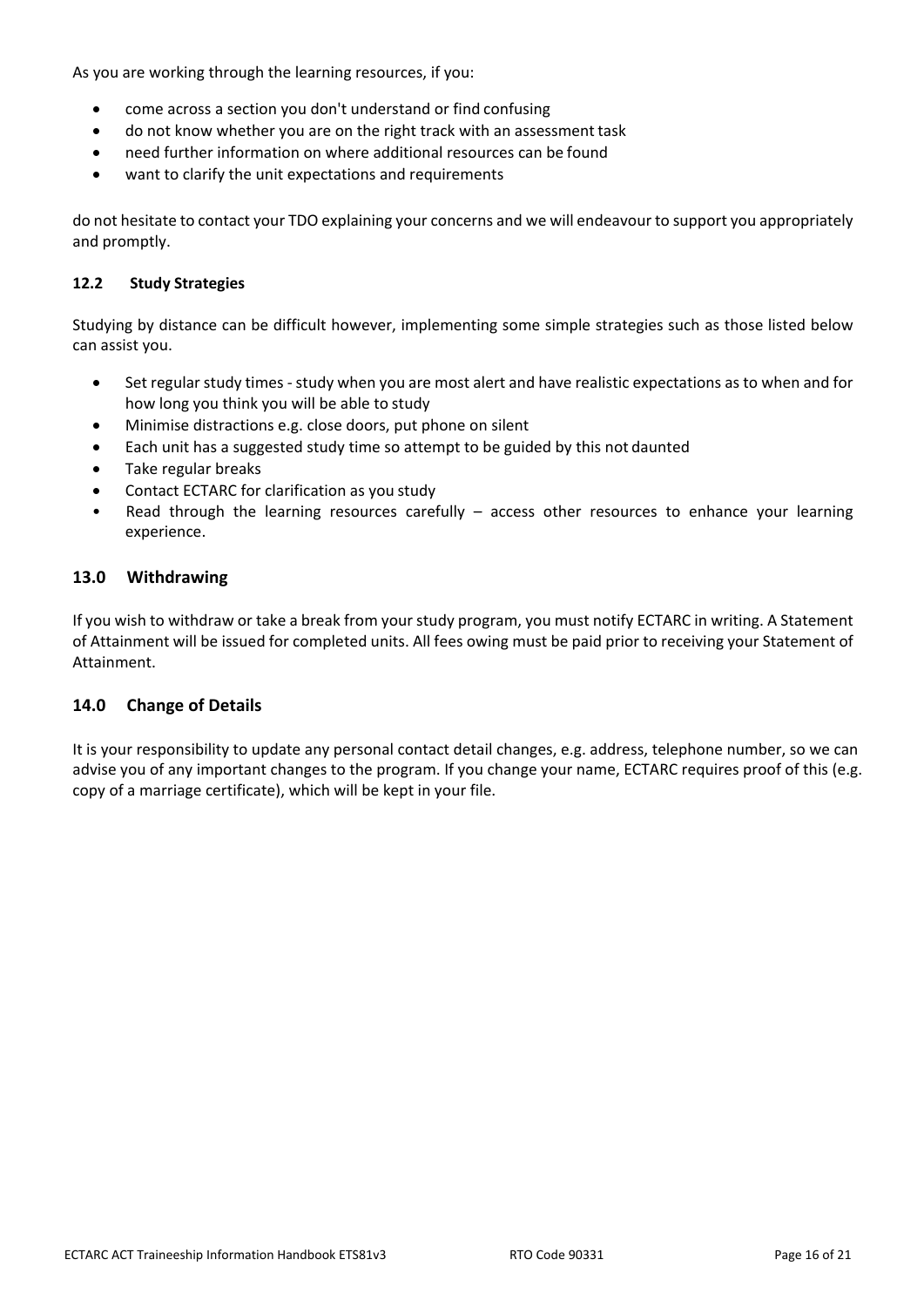As you are working through the learning resources, if you:

- come across a section you don't understand or find confusing
- do not know whether you are on the right track with an assessment task
- need further information on where additional resources can be found
- want to clarify the unit expectations and requirements

do not hesitate to contact your TDO explaining your concerns and we will endeavour to support you appropriately and promptly.

### 12.2 Study Strategies

Studying by distance can be difficult however, implementing some simple strategies such as those listed below can assist you.

- Set regular study times - study when you are most alert and have realistic expectations as to when and for how long you think you will be able to study
- Minimise distractions e.g. close doors, put phone on silent
- Each unit has a suggested study time so attempt to be guided by this not daunted
- Take regular breaks
- Contact ECTARC for clarification as you study
- Read through the learning resources carefully – access other resources to enhance your learning experience.

## 13.0 Withdrawing

If you wish to withdraw or take a break from your study program, you must notify ECTARC in writing. A Statement of Attainment will be issued for completed units. All fees owing must be paid prior to receiving your Statement of Attainment.

## 14.0 Change of Details

It is your responsibility to update any personal contact detail changes, e.g. address, telephone number, so we can advise you of any important changes to the program. If you change your name, ECTARC requires proof of this (e.g. copy of a marriage certificate), which will be kept in your file.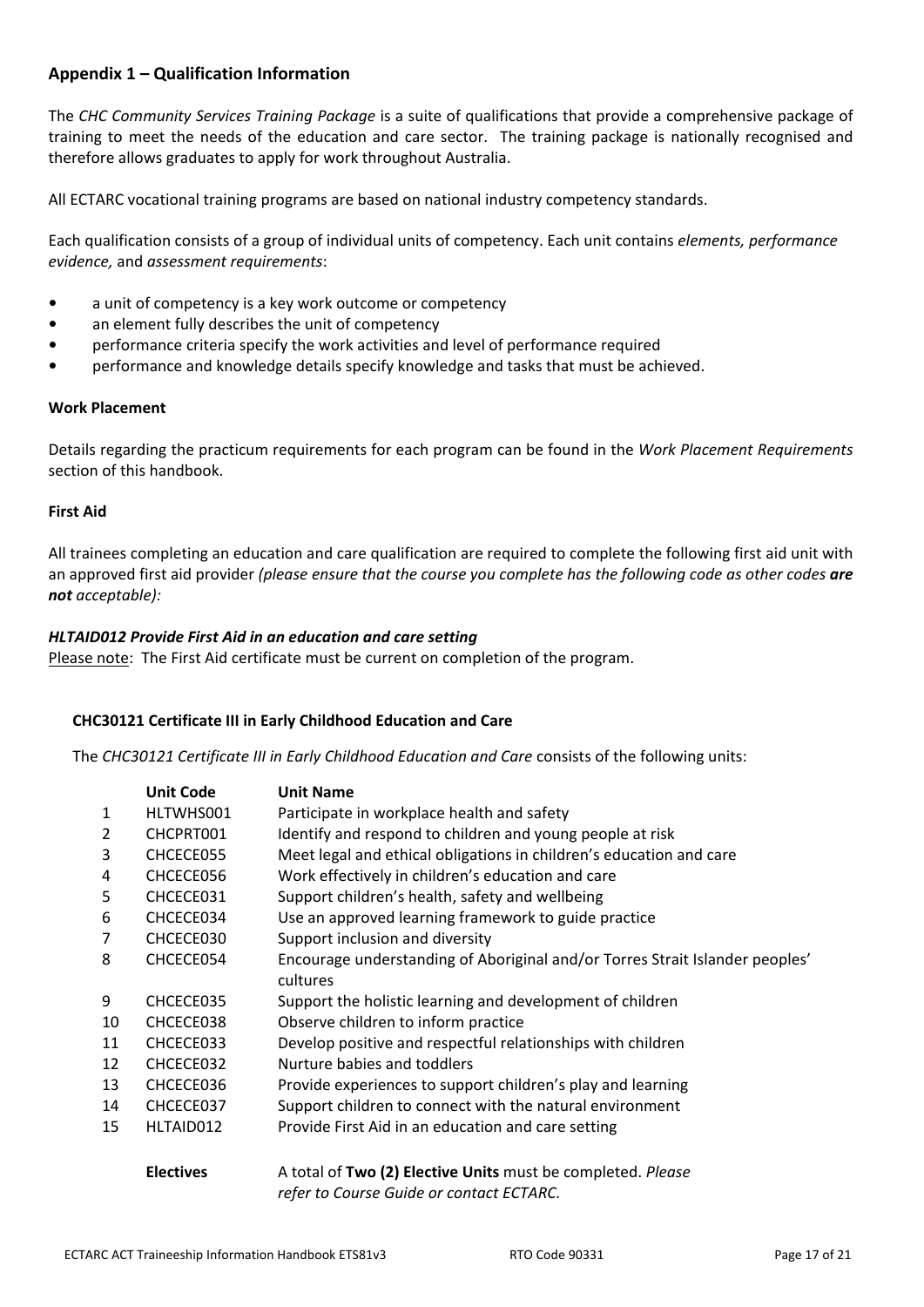## Appendix 1 – Qualification Information

The *CHC Community Services Training Package* is a suite of qualifications that provide a comprehensive package of training to meet the needs of the education and care sector. The training package is nationally recognised and therefore allows graduates to apply for work throughout Australia.

All ECTARC vocational training programs are based on national industry competency standards.

Each qualification consists of a group of individual units of competency. Each unit contains *elements, performance evidence,* and *assessment requirements*:

- a unit of competency is a key work outcome or competency
- an element fully describes the unit of competency
- performance criteria specify the work activities and level of performance required
- performance and knowledge details specify knowledge and tasks that must be achieved.

### Work Placement

Details regarding the practicum requirements for each program can be found in the *Work Placement Requirements* section of this handbook.

### First Aid

All trainees completing an education and care qualification are required to complete the following first aid unit with an approved first aid provider *(please ensure that the course you complete has the following code as other codes* ***are not*** *acceptable):*

***HLTAID012 Provide First Aid in an education and care setting***

Please note: The First Aid certificate must be current on completion of the program.

### CHC30121 Certificate III in Early Childhood Education and Care

The *CHC30121 Certificate III in Early Childhood Education and Care* consists of the following units:

| | Unit Code | Unit Name |
|---|---|---|
| 1 | HLTWHS001 | Participate in workplace health and safety |
| 2 | CHCPRT001 | Identify and respond to children and young people at risk |
| 3 | CHCECE055 | Meet legal and ethical obligations in children's education and care |
| 4 | CHCECE056 | Work effectively in children's education and care |
| 5 | CHCECE031 | Support children's health, safety and wellbeing |
| 6 | CHCECE034 | Use an approved learning framework to guide practice |
| 7 | CHCECE030 | Support inclusion and diversity |
| 8 | CHCECE054 | Encourage understanding of Aboriginal and/or Torres Strait Islander peoples' cultures |
| 9 | CHCECE035 | Support the holistic learning and development of children |
| 10 | CHCECE038 | Observe children to inform practice |
| 11 | CHCECE033 | Develop positive and respectful relationships with children |
| 12 | CHCECE032 | Nurture babies and toddlers |
| 13 | CHCECE036 | Provide experiences to support children's play and learning |
| 14 | CHCECE037 | Support children to connect with the natural environment |
| 15 | HLTAID012 | Provide First Aid in an education and care setting |
| | **Electives** | A total of **Two (2) Elective Units** must be completed. *Please refer to Course Guide or contact ECTARC.* |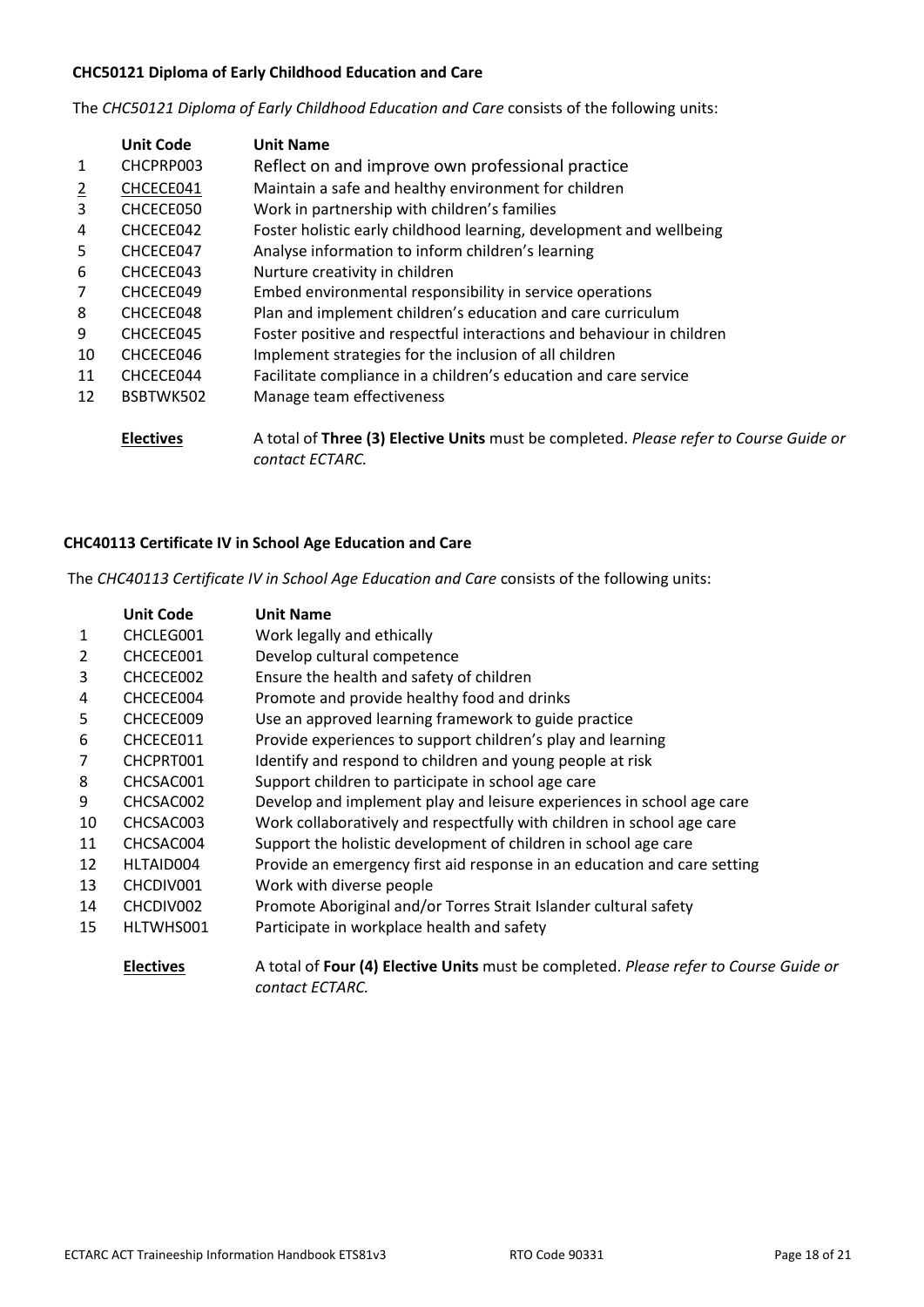**CHC50121 Diploma of Early Childhood Education and Care**

The *CHC50121 Diploma of Early Childhood Education and Care* consists of the following units:

| | Unit Code | Unit Name |
|---|---|---|
| 1 | CHCPRP003 | Reflect on and improve own professional practice |
| 2 | CHCECE041 | Maintain a safe and healthy environment for children |
| 3 | CHCECE050 | Work in partnership with children's families |
| 4 | CHCECE042 | Foster holistic early childhood learning, development and wellbeing |
| 5 | CHCECE047 | Analyse information to inform children's learning |
| 6 | CHCECE043 | Nurture creativity in children |
| 7 | CHCECE049 | Embed environmental responsibility in service operations |
| 8 | CHCECE048 | Plan and implement children's education and care curriculum |
| 9 | CHCECE045 | Foster positive and respectful interactions and behaviour in children |
| 10 | CHCECE046 | Implement strategies for the inclusion of all children |
| 11 | CHCECE044 | Facilitate compliance in a children's education and care service |
| 12 | BSBTWK502 | Manage team effectiveness |
| | **Electives** | A total of **Three (3) Elective Units** must be completed. *Please refer to Course Guide or contact ECTARC.* |

**CHC40113 Certificate IV in School Age Education and Care**

The *CHC40113 Certificate IV in School Age Education and Care* consists of the following units:

| | Unit Code | Unit Name |
|---|---|---|
| 1 | CHCLEG001 | Work legally and ethically |
| 2 | CHCECE001 | Develop cultural competence |
| 3 | CHCECE002 | Ensure the health and safety of children |
| 4 | CHCECE004 | Promote and provide healthy food and drinks |
| 5 | CHCECE009 | Use an approved learning framework to guide practice |
| 6 | CHCECE011 | Provide experiences to support children's play and learning |
| 7 | CHCPRT001 | Identify and respond to children and young people at risk |
| 8 | CHCSAC001 | Support children to participate in school age care |
| 9 | CHCSAC002 | Develop and implement play and leisure experiences in school age care |
| 10 | CHCSAC003 | Work collaboratively and respectfully with children in school age care |
| 11 | CHCSAC004 | Support the holistic development of children in school age care |
| 12 | HLTAID004 | Provide an emergency first aid response in an education and care setting |
| 13 | CHCDIV001 | Work with diverse people |
| 14 | CHCDIV002 | Promote Aboriginal and/or Torres Strait Islander cultural safety |
| 15 | HLTWHS001 | Participate in workplace health and safety |
| | **Electives** | A total of **Four (4) Elective Units** must be completed. *Please refer to Course Guide or contact ECTARC.* |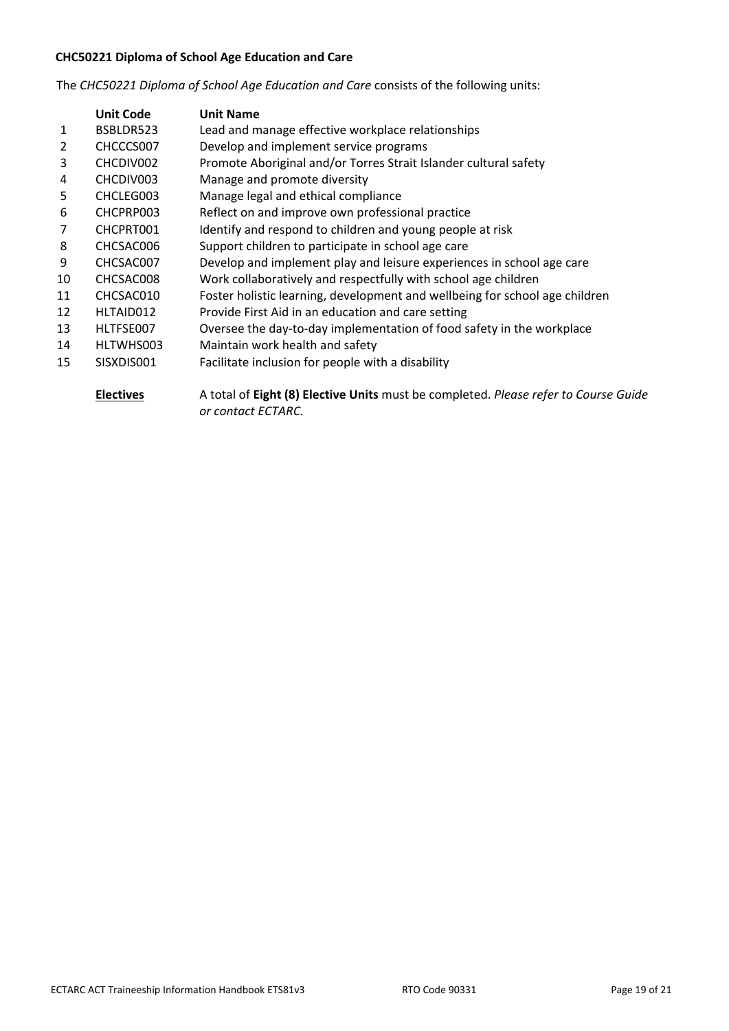**CHC50221 Diploma of School Age Education and Care**

The *CHC50221 Diploma of School Age Education and Care* consists of the following units:

| | Unit Code | Unit Name |
|---|---|---|
| 1 | BSBLDR523 | Lead and manage effective workplace relationships |
| 2 | CHCCCS007 | Develop and implement service programs |
| 3 | CHCDIV002 | Promote Aboriginal and/or Torres Strait Islander cultural safety |
| 4 | CHCDIV003 | Manage and promote diversity |
| 5 | CHCLEG003 | Manage legal and ethical compliance |
| 6 | CHCPRP003 | Reflect on and improve own professional practice |
| 7 | CHCPRT001 | Identify and respond to children and young people at risk |
| 8 | CHCSAC006 | Support children to participate in school age care |
| 9 | CHCSAC007 | Develop and implement play and leisure experiences in school age care |
| 10 | CHCSAC008 | Work collaboratively and respectfully with school age children |
| 11 | CHCSAC010 | Foster holistic learning, development and wellbeing for school age children |
| 12 | HLTAID012 | Provide First Aid in an education and care setting |
| 13 | HLTFSE007 | Oversee the day-to-day implementation of food safety in the workplace |
| 14 | HLTWHS003 | Maintain work health and safety |
| 15 | SISXDIS001 | Facilitate inclusion for people with a disability |

**Electives** A total of **Eight (8) Elective Units** must be completed. *Please refer to Course Guide or contact ECTARC.*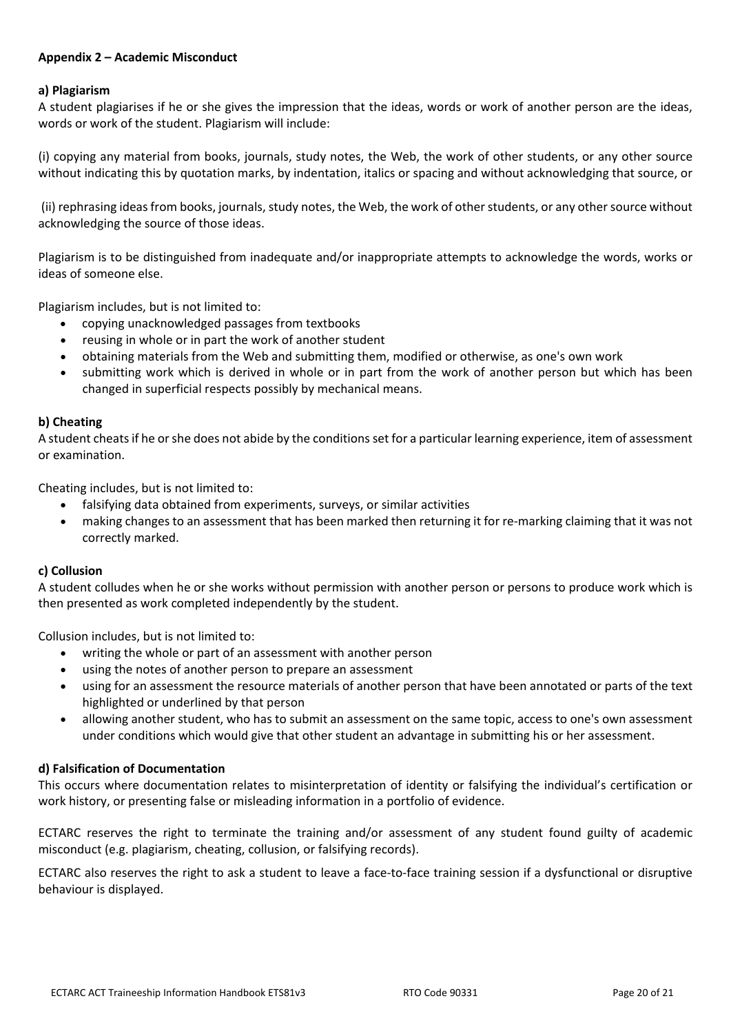## Appendix 2 – Academic Misconduct

### a) Plagiarism

A student plagiarises if he or she gives the impression that the ideas, words or work of another person are the ideas, words or work of the student. Plagiarism will include:

(i) copying any material from books, journals, study notes, the Web, the work of other students, or any other source without indicating this by quotation marks, by indentation, italics or spacing and without acknowledging that source, or

(ii) rephrasing ideas from books, journals, study notes, the Web, the work of other students, or any other source without acknowledging the source of those ideas.

Plagiarism is to be distinguished from inadequate and/or inappropriate attempts to acknowledge the words, works or ideas of someone else.

Plagiarism includes, but is not limited to:

- copying unacknowledged passages from textbooks
- reusing in whole or in part the work of another student
- obtaining materials from the Web and submitting them, modified or otherwise, as one's own work
- submitting work which is derived in whole or in part from the work of another person but which has been changed in superficial respects possibly by mechanical means.

### b) Cheating

A student cheats if he or she does not abide by the conditions set for a particular learning experience, item of assessment or examination.

Cheating includes, but is not limited to:

- falsifying data obtained from experiments, surveys, or similar activities
- making changes to an assessment that has been marked then returning it for re-marking claiming that it was not correctly marked.

### c) Collusion

A student colludes when he or she works without permission with another person or persons to produce work which is then presented as work completed independently by the student.

Collusion includes, but is not limited to:

- writing the whole or part of an assessment with another person
- using the notes of another person to prepare an assessment
- using for an assessment the resource materials of another person that have been annotated or parts of the text highlighted or underlined by that person
- allowing another student, who has to submit an assessment on the same topic, access to one's own assessment under conditions which would give that other student an advantage in submitting his or her assessment.

### d) Falsification of Documentation

This occurs where documentation relates to misinterpretation of identity or falsifying the individual's certification or work history, or presenting false or misleading information in a portfolio of evidence.

ECTARC reserves the right to terminate the training and/or assessment of any student found guilty of academic misconduct (e.g. plagiarism, cheating, collusion, or falsifying records).

ECTARC also reserves the right to ask a student to leave a face-to-face training session if a dysfunctional or disruptive behaviour is displayed.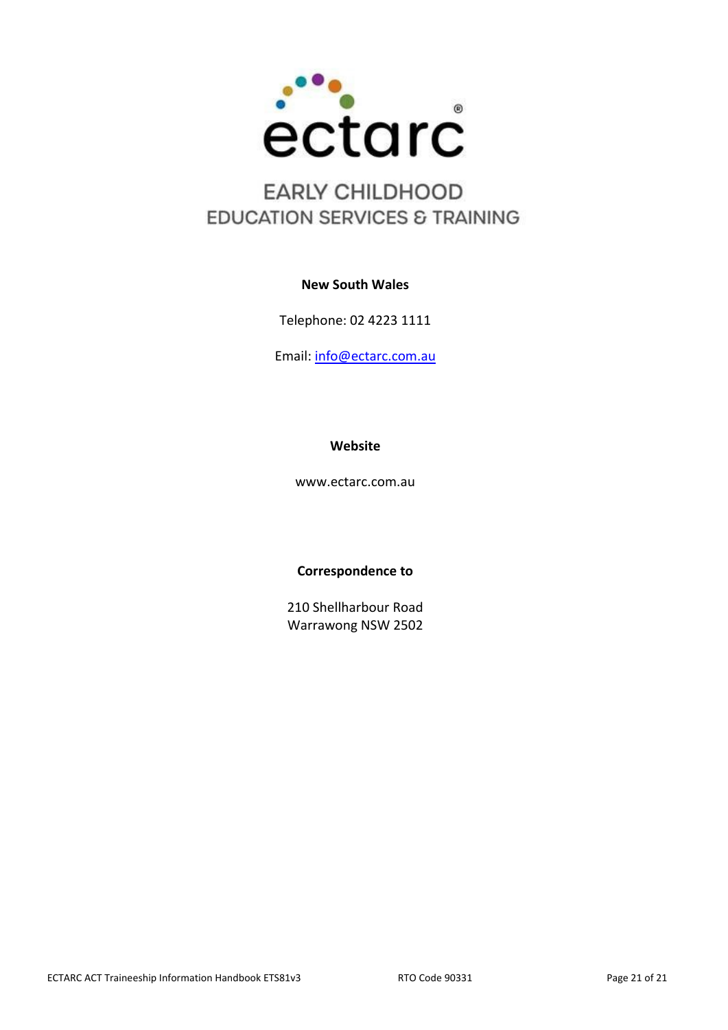ectarc®

EARLY CHILDHOOD
EDUCATION SERVICES & TRAINING

**New South Wales**

Telephone: 02 4223 1111

Email: info@ectarc.com.au

**Website**

www.ectarc.com.au

**Correspondence to**

210 Shellharbour Road
Warrawong NSW 2502